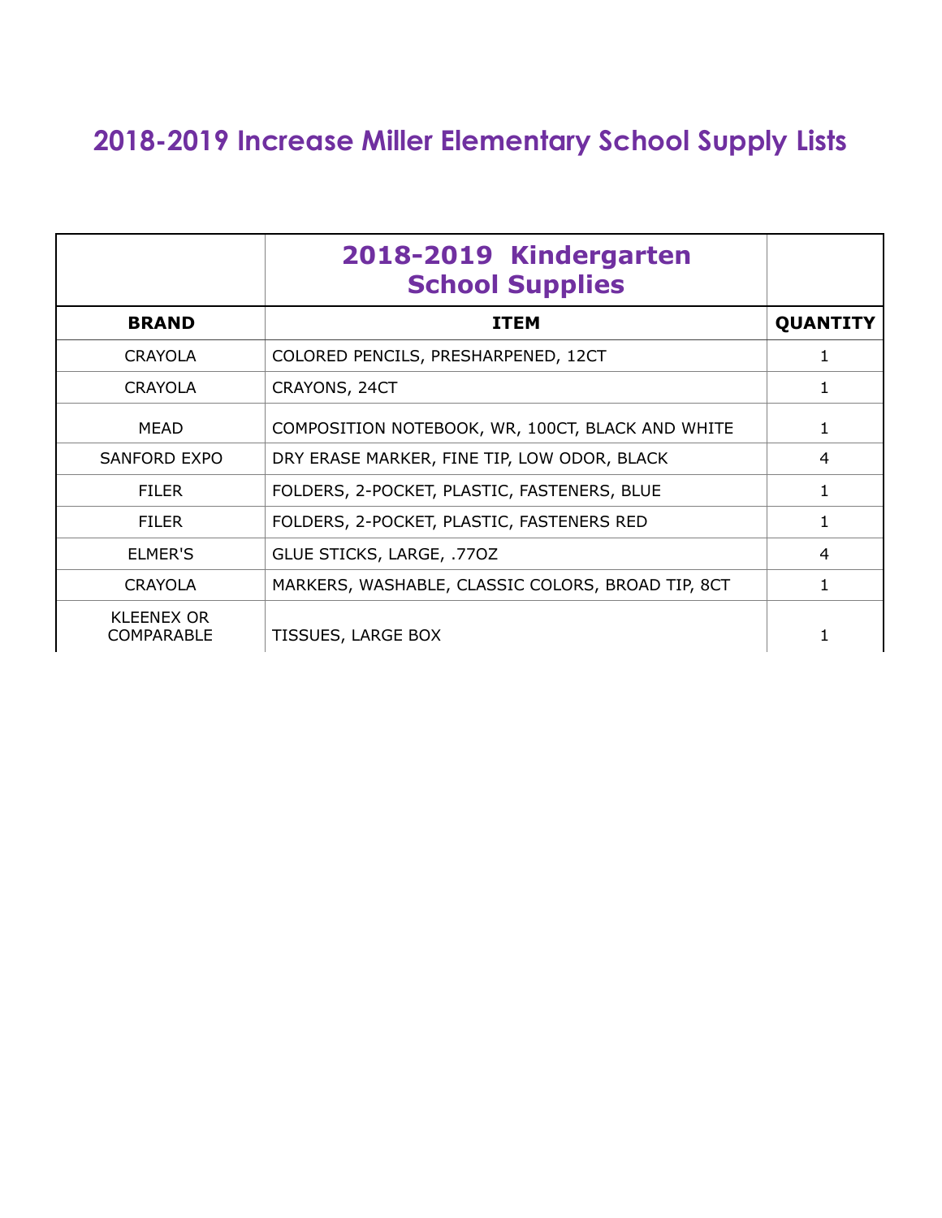# 2018-2019 Increase Miller Elementary School Supply Lists

| | **2018-2019 Kindergarten School Supplies** | |
|---|---|---|
| **BRAND** | **ITEM** | **QUANTITY** |
| CRAYOLA | COLORED PENCILS, PRESHARPENED, 12CT | 1 |
| CRAYOLA | CRAYONS, 24CT | 1 |
| MEAD | COMPOSITION NOTEBOOK, WR, 100CT, BLACK AND WHITE | 1 |
| SANFORD EXPO | DRY ERASE MARKER, FINE TIP, LOW ODOR, BLACK | 4 |
| FILER | FOLDERS, 2-POCKET, PLASTIC, FASTENERS, BLUE | 1 |
| FILER | FOLDERS, 2-POCKET, PLASTIC, FASTENERS RED | 1 |
| ELMER'S | GLUE STICKS, LARGE, .77OZ | 4 |
| CRAYOLA | MARKERS, WASHABLE, CLASSIC COLORS, BROAD TIP, 8CT | 1 |
| KLEENEX OR COMPARABLE | TISSUES, LARGE BOX | 1 |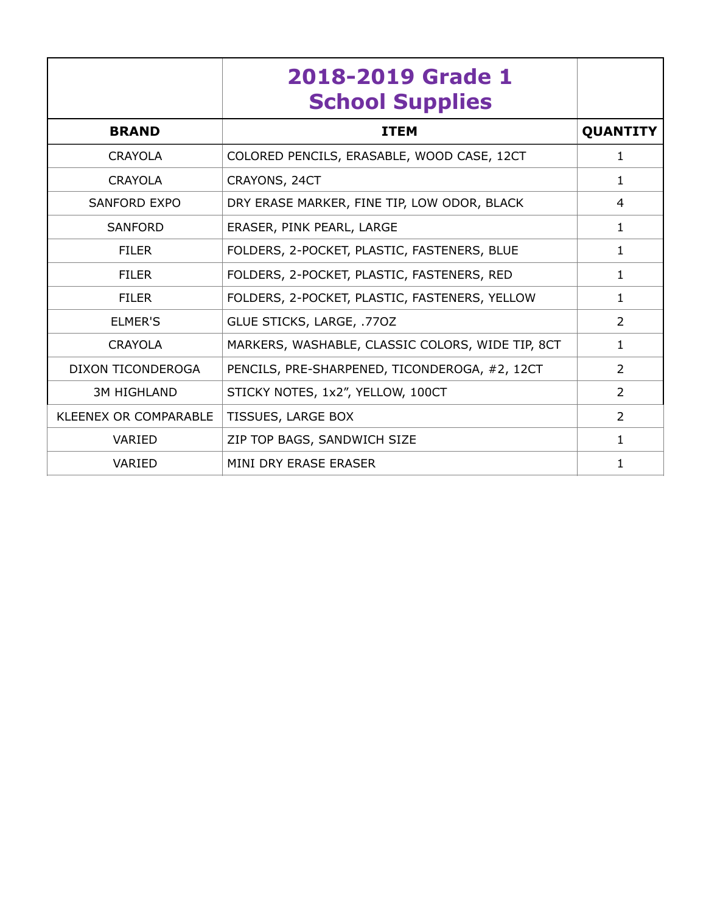| | 2018-2019 Grade 1 School Supplies | |
|---|---|---|
| **BRAND** | **ITEM** | **QUANTITY** |
| CRAYOLA | COLORED PENCILS, ERASABLE, WOOD CASE, 12CT | 1 |
| CRAYOLA | CRAYONS, 24CT | 1 |
| SANFORD EXPO | DRY ERASE MARKER, FINE TIP, LOW ODOR, BLACK | 4 |
| SANFORD | ERASER, PINK PEARL, LARGE | 1 |
| FILER | FOLDERS, 2-POCKET, PLASTIC, FASTENERS, BLUE | 1 |
| FILER | FOLDERS, 2-POCKET, PLASTIC, FASTENERS, RED | 1 |
| FILER | FOLDERS, 2-POCKET, PLASTIC, FASTENERS, YELLOW | 1 |
| ELMER'S | GLUE STICKS, LARGE, .77OZ | 2 |
| CRAYOLA | MARKERS, WASHABLE, CLASSIC COLORS, WIDE TIP, 8CT | 1 |
| DIXON TICONDEROGA | PENCILS, PRE-SHARPENED, TICONDEROGA, #2, 12CT | 2 |
| 3M HIGHLAND | STICKY NOTES, 1x2", YELLOW, 100CT | 2 |
| KLEENEX OR COMPARABLE | TISSUES, LARGE BOX | 2 |
| VARIED | ZIP TOP BAGS, SANDWICH SIZE | 1 |
| VARIED | MINI DRY ERASE ERASER | 1 |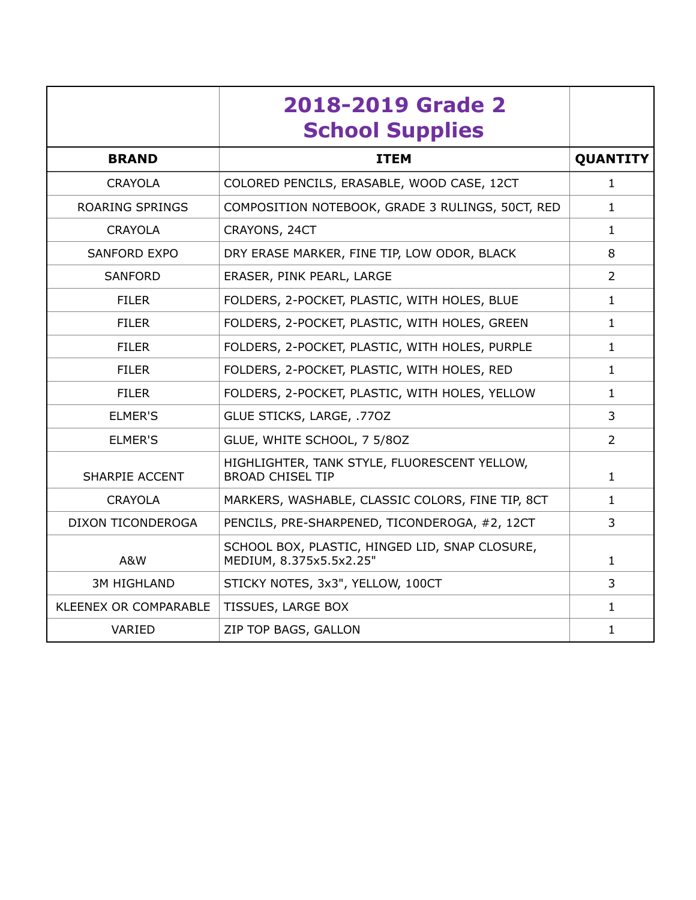# 2018-2019 Grade 2 School Supplies

| BRAND | ITEM | QUANTITY |
|---|---|---|
| CRAYOLA | COLORED PENCILS, ERASABLE, WOOD CASE, 12CT | 1 |
| ROARING SPRINGS | COMPOSITION NOTEBOOK, GRADE 3 RULINGS, 50CT, RED | 1 |
| CRAYOLA | CRAYONS, 24CT | 1 |
| SANFORD EXPO | DRY ERASE MARKER, FINE TIP, LOW ODOR, BLACK | 8 |
| SANFORD | ERASER, PINK PEARL, LARGE | 2 |
| FILER | FOLDERS, 2-POCKET, PLASTIC, WITH HOLES, BLUE | 1 |
| FILER | FOLDERS, 2-POCKET, PLASTIC, WITH HOLES, GREEN | 1 |
| FILER | FOLDERS, 2-POCKET, PLASTIC, WITH HOLES, PURPLE | 1 |
| FILER | FOLDERS, 2-POCKET, PLASTIC, WITH HOLES, RED | 1 |
| FILER | FOLDERS, 2-POCKET, PLASTIC, WITH HOLES, YELLOW | 1 |
| ELMER'S | GLUE STICKS, LARGE, .77OZ | 3 |
| ELMER'S | GLUE, WHITE SCHOOL, 7 5/8OZ | 2 |
| SHARPIE ACCENT | HIGHLIGHTER, TANK STYLE, FLUORESCENT YELLOW, BROAD CHISEL TIP | 1 |
| CRAYOLA | MARKERS, WASHABLE, CLASSIC COLORS, FINE TIP, 8CT | 1 |
| DIXON TICONDEROGA | PENCILS, PRE-SHARPENED, TICONDEROGA, #2, 12CT | 3 |
| A&W | SCHOOL BOX, PLASTIC, HINGED LID, SNAP CLOSURE, MEDIUM, 8.375x5.5x2.25" | 1 |
| 3M HIGHLAND | STICKY NOTES, 3x3", YELLOW, 100CT | 3 |
| KLEENEX OR COMPARABLE | TISSUES, LARGE BOX | 1 |
| VARIED | ZIP TOP BAGS, GALLON | 1 |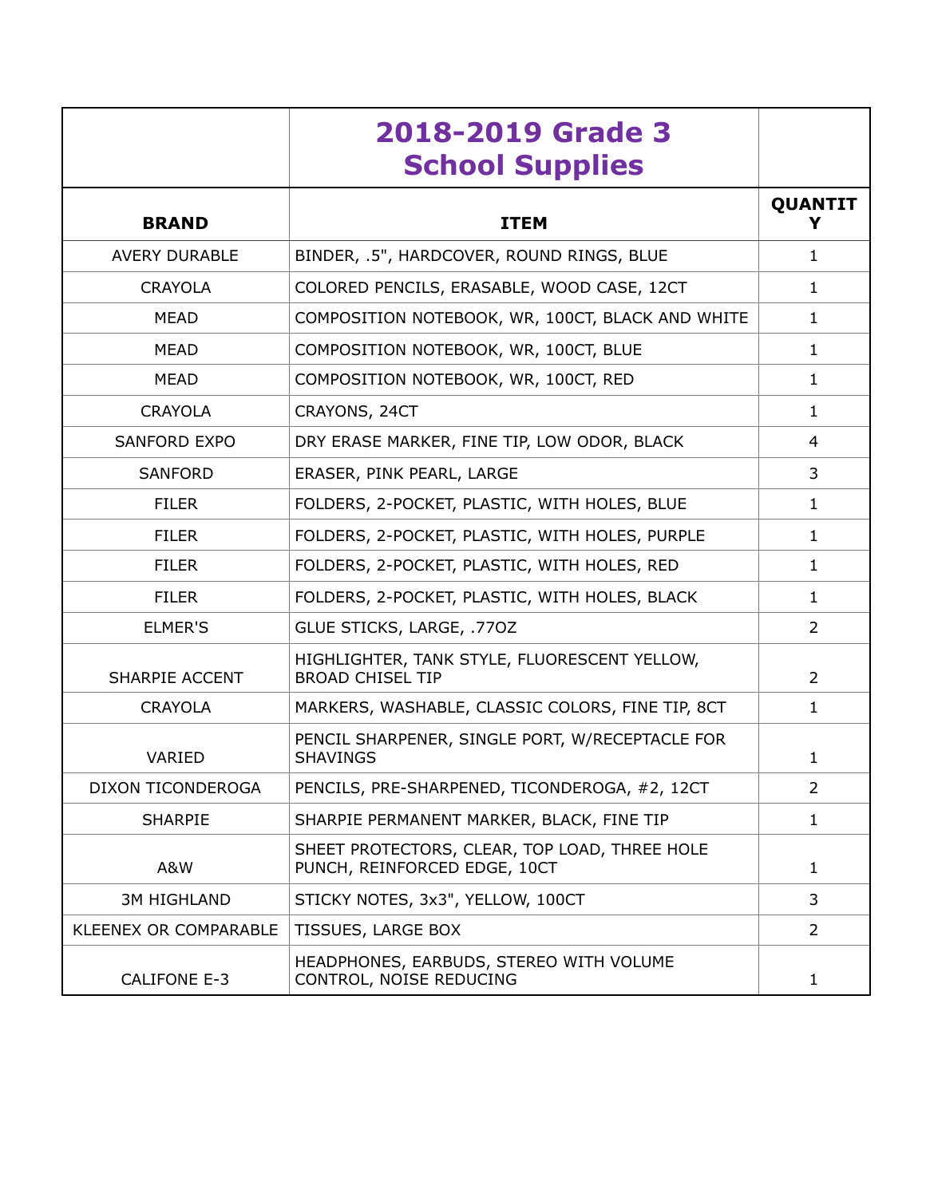# 2018-2019 Grade 3 School Supplies

| BRAND | ITEM | QUANTITY |
|---|---|---|
| AVERY DURABLE | BINDER, .5", HARDCOVER, ROUND RINGS, BLUE | 1 |
| CRAYOLA | COLORED PENCILS, ERASABLE, WOOD CASE, 12CT | 1 |
| MEAD | COMPOSITION NOTEBOOK, WR, 100CT, BLACK AND WHITE | 1 |
| MEAD | COMPOSITION NOTEBOOK, WR, 100CT, BLUE | 1 |
| MEAD | COMPOSITION NOTEBOOK, WR, 100CT, RED | 1 |
| CRAYOLA | CRAYONS, 24CT | 1 |
| SANFORD EXPO | DRY ERASE MARKER, FINE TIP, LOW ODOR, BLACK | 4 |
| SANFORD | ERASER, PINK PEARL, LARGE | 3 |
| FILER | FOLDERS, 2-POCKET, PLASTIC, WITH HOLES, BLUE | 1 |
| FILER | FOLDERS, 2-POCKET, PLASTIC, WITH HOLES, PURPLE | 1 |
| FILER | FOLDERS, 2-POCKET, PLASTIC, WITH HOLES, RED | 1 |
| FILER | FOLDERS, 2-POCKET, PLASTIC, WITH HOLES, BLACK | 1 |
| ELMER'S | GLUE STICKS, LARGE, .77OZ | 2 |
| SHARPIE ACCENT | HIGHLIGHTER, TANK STYLE, FLUORESCENT YELLOW, BROAD CHISEL TIP | 2 |
| CRAYOLA | MARKERS, WASHABLE, CLASSIC COLORS, FINE TIP, 8CT | 1 |
| VARIED | PENCIL SHARPENER, SINGLE PORT, W/RECEPTACLE FOR SHAVINGS | 1 |
| DIXON TICONDEROGA | PENCILS, PRE-SHARPENED, TICONDEROGA, #2, 12CT | 2 |
| SHARPIE | SHARPIE PERMANENT MARKER, BLACK, FINE TIP | 1 |
| A&W | SHEET PROTECTORS, CLEAR, TOP LOAD, THREE HOLE PUNCH, REINFORCED EDGE, 10CT | 1 |
| 3M HIGHLAND | STICKY NOTES, 3x3", YELLOW, 100CT | 3 |
| KLEENEX OR COMPARABLE | TISSUES, LARGE BOX | 2 |
| CALIFONE E-3 | HEADPHONES, EARBUDS, STEREO WITH VOLUME CONTROL, NOISE REDUCING | 1 |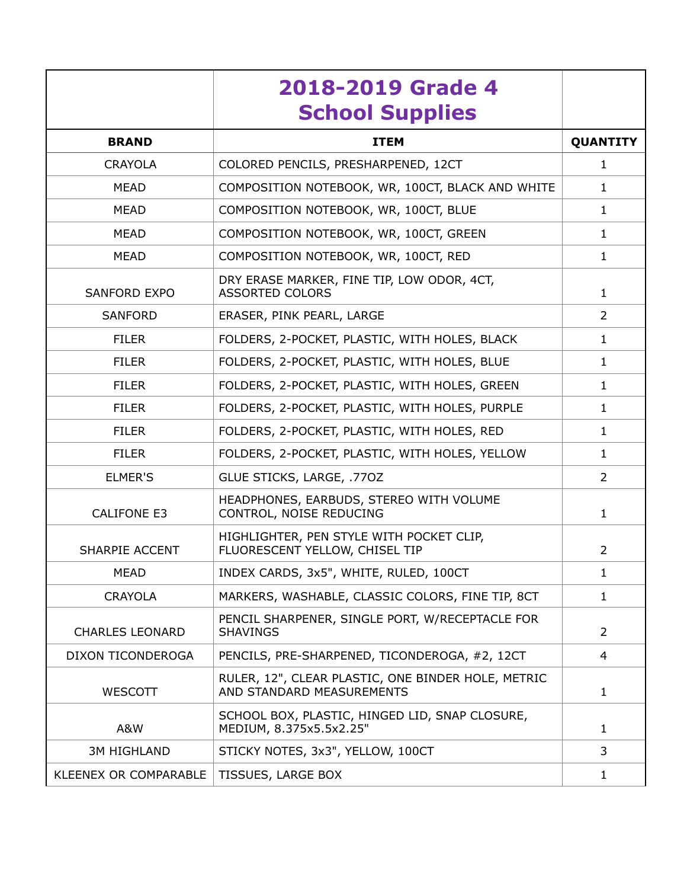# 2018-2019 Grade 4 School Supplies

| BRAND | ITEM | QUANTITY |
|---|---|---|
| CRAYOLA | COLORED PENCILS, PRESHARPENED, 12CT | 1 |
| MEAD | COMPOSITION NOTEBOOK, WR, 100CT, BLACK AND WHITE | 1 |
| MEAD | COMPOSITION NOTEBOOK, WR, 100CT, BLUE | 1 |
| MEAD | COMPOSITION NOTEBOOK, WR, 100CT, GREEN | 1 |
| MEAD | COMPOSITION NOTEBOOK, WR, 100CT, RED | 1 |
| SANFORD EXPO | DRY ERASE MARKER, FINE TIP, LOW ODOR, 4CT, ASSORTED COLORS | 1 |
| SANFORD | ERASER, PINK PEARL, LARGE | 2 |
| FILER | FOLDERS, 2-POCKET, PLASTIC, WITH HOLES, BLACK | 1 |
| FILER | FOLDERS, 2-POCKET, PLASTIC, WITH HOLES, BLUE | 1 |
| FILER | FOLDERS, 2-POCKET, PLASTIC, WITH HOLES, GREEN | 1 |
| FILER | FOLDERS, 2-POCKET, PLASTIC, WITH HOLES, PURPLE | 1 |
| FILER | FOLDERS, 2-POCKET, PLASTIC, WITH HOLES, RED | 1 |
| FILER | FOLDERS, 2-POCKET, PLASTIC, WITH HOLES, YELLOW | 1 |
| ELMER'S | GLUE STICKS, LARGE, .77OZ | 2 |
| CALIFONE E3 | HEADPHONES, EARBUDS, STEREO WITH VOLUME CONTROL, NOISE REDUCING | 1 |
| SHARPIE ACCENT | HIGHLIGHTER, PEN STYLE WITH POCKET CLIP, FLUORESCENT YELLOW, CHISEL TIP | 2 |
| MEAD | INDEX CARDS, 3x5", WHITE, RULED, 100CT | 1 |
| CRAYOLA | MARKERS, WASHABLE, CLASSIC COLORS, FINE TIP, 8CT | 1 |
| CHARLES LEONARD | PENCIL SHARPENER, SINGLE PORT, W/RECEPTACLE FOR SHAVINGS | 2 |
| DIXON TICONDEROGA | PENCILS, PRE-SHARPENED, TICONDEROGA, #2, 12CT | 4 |
| WESCOTT | RULER, 12", CLEAR PLASTIC, ONE BINDER HOLE, METRIC AND STANDARD MEASUREMENTS | 1 |
| A&W | SCHOOL BOX, PLASTIC, HINGED LID, SNAP CLOSURE, MEDIUM, 8.375x5.5x2.25" | 1 |
| 3M HIGHLAND | STICKY NOTES, 3x3", YELLOW, 100CT | 3 |
| KLEENEX OR COMPARABLE | TISSUES, LARGE BOX | 1 |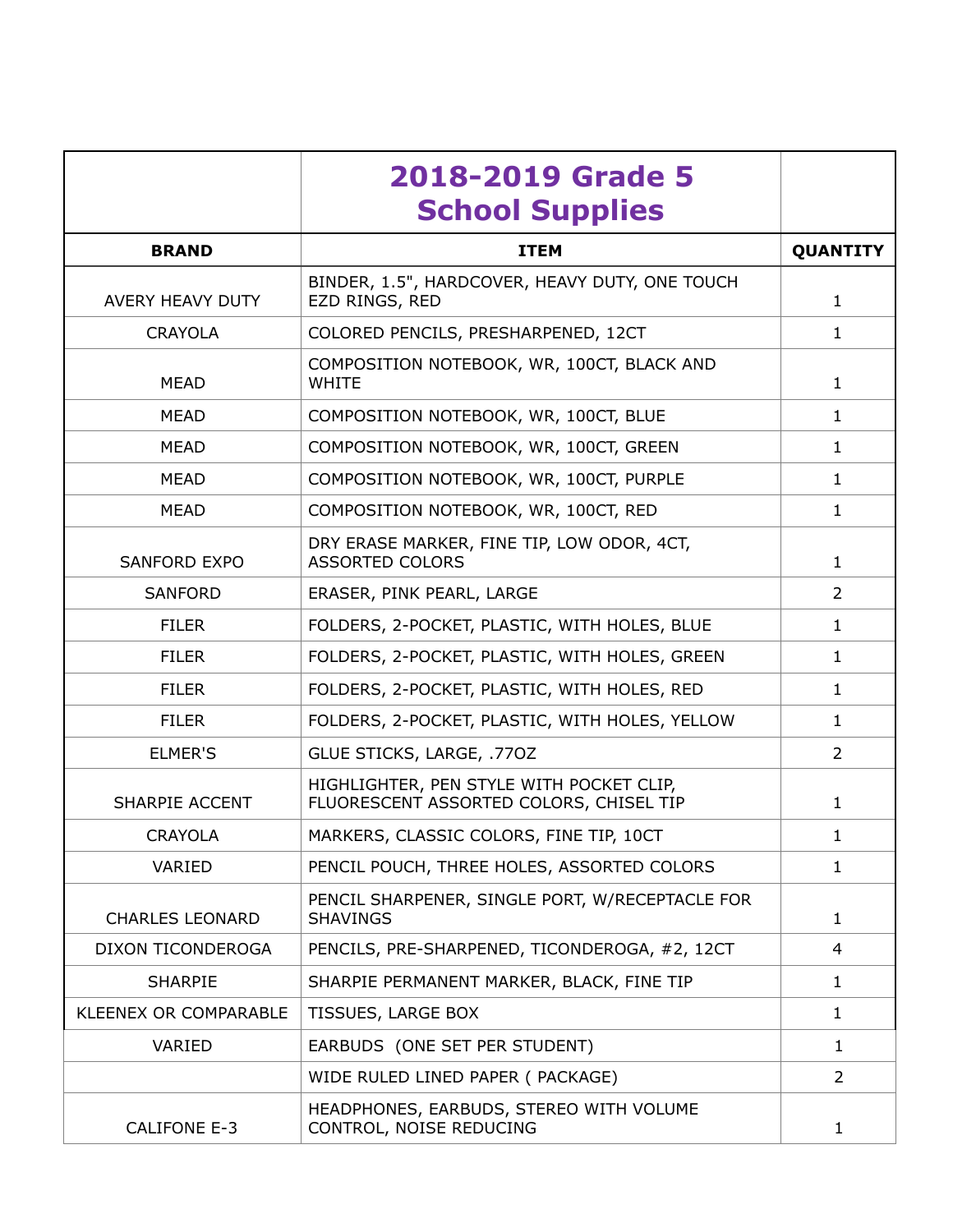| | 2018-2019 Grade 5 School Supplies | |
|---|---|---|
| **BRAND** | **ITEM** | **QUANTITY** |
| AVERY HEAVY DUTY | BINDER, 1.5", HARDCOVER, HEAVY DUTY, ONE TOUCH EZD RINGS, RED | 1 |
| CRAYOLA | COLORED PENCILS, PRESHARPENED, 12CT | 1 |
| MEAD | COMPOSITION NOTEBOOK, WR, 100CT, BLACK AND WHITE | 1 |
| MEAD | COMPOSITION NOTEBOOK, WR, 100CT, BLUE | 1 |
| MEAD | COMPOSITION NOTEBOOK, WR, 100CT, GREEN | 1 |
| MEAD | COMPOSITION NOTEBOOK, WR, 100CT, PURPLE | 1 |
| MEAD | COMPOSITION NOTEBOOK, WR, 100CT, RED | 1 |
| SANFORD EXPO | DRY ERASE MARKER, FINE TIP, LOW ODOR, 4CT, ASSORTED COLORS | 1 |
| SANFORD | ERASER, PINK PEARL, LARGE | 2 |
| FILER | FOLDERS, 2-POCKET, PLASTIC, WITH HOLES, BLUE | 1 |
| FILER | FOLDERS, 2-POCKET, PLASTIC, WITH HOLES, GREEN | 1 |
| FILER | FOLDERS, 2-POCKET, PLASTIC, WITH HOLES, RED | 1 |
| FILER | FOLDERS, 2-POCKET, PLASTIC, WITH HOLES, YELLOW | 1 |
| ELMER'S | GLUE STICKS, LARGE, .77OZ | 2 |
| SHARPIE ACCENT | HIGHLIGHTER, PEN STYLE WITH POCKET CLIP, FLUORESCENT ASSORTED COLORS, CHISEL TIP | 1 |
| CRAYOLA | MARKERS, CLASSIC COLORS, FINE TIP, 10CT | 1 |
| VARIED | PENCIL POUCH, THREE HOLES, ASSORTED COLORS | 1 |
| CHARLES LEONARD | PENCIL SHARPENER, SINGLE PORT, W/RECEPTACLE FOR SHAVINGS | 1 |
| DIXON TICONDEROGA | PENCILS, PRE-SHARPENED, TICONDEROGA, #2, 12CT | 4 |
| SHARPIE | SHARPIE PERMANENT MARKER, BLACK, FINE TIP | 1 |
| KLEENEX OR COMPARABLE | TISSUES, LARGE BOX | 1 |
| VARIED | EARBUDS (ONE SET PER STUDENT) | 1 |
| | WIDE RULED LINED PAPER ( PACKAGE) | 2 |
| CALIFONE E-3 | HEADPHONES, EARBUDS, STEREO WITH VOLUME CONTROL, NOISE REDUCING | 1 |